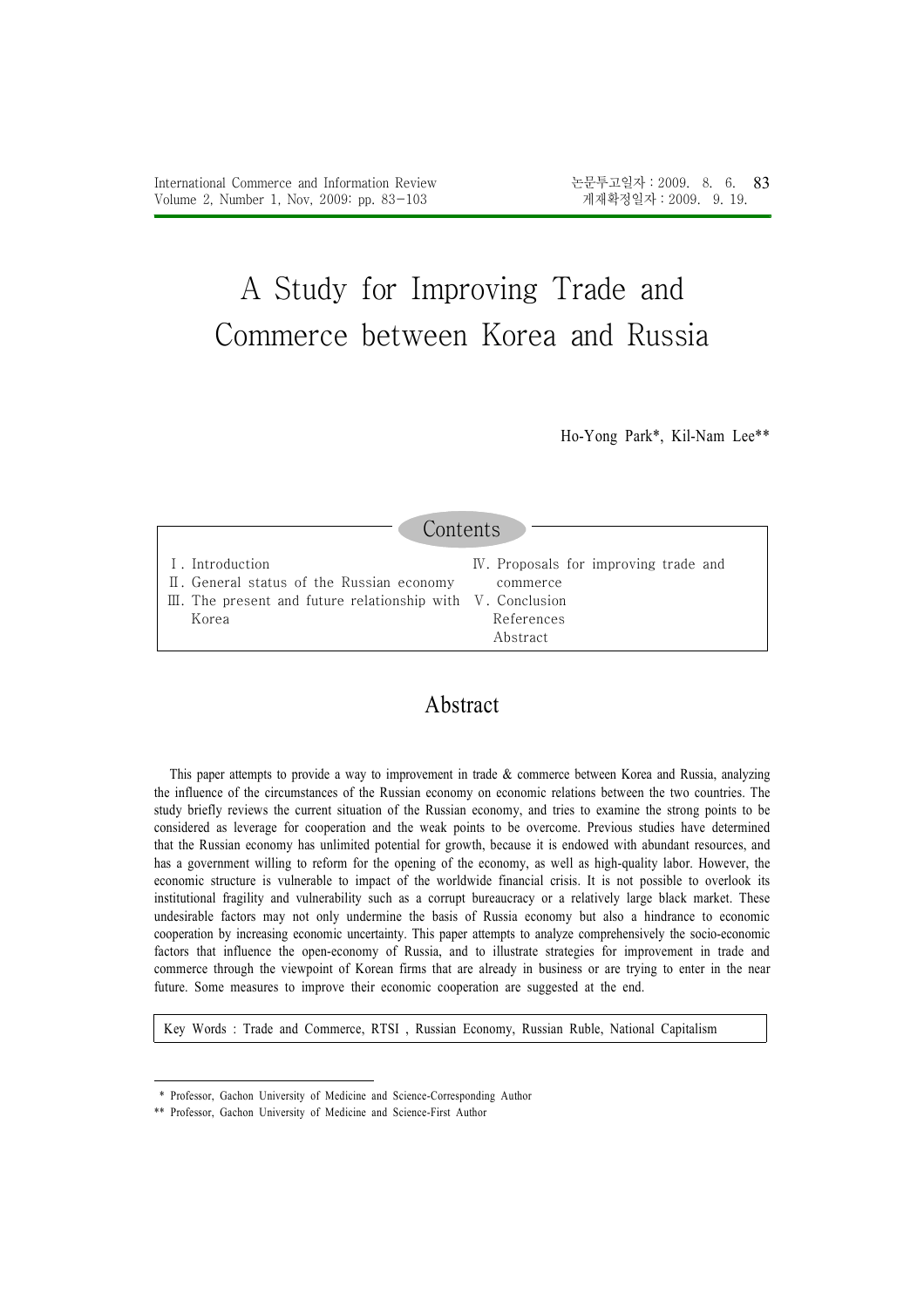논문투고일자 : 2009. 8. 6.
게재확정일자 : 2009. 9. 19.

# A Study for Improving Trade and Commerce between Korea and Russia

Ho-Yong Park*, Kil-Nam Lee**

## Contents

Ⅰ. Introduction
Ⅱ. General status of the Russian economy
Ⅲ. The present and future relationship with Korea
Ⅳ. Proposals for improving trade and commerce
Ⅴ. Conclusion
References
Abstract

## Abstract

This paper attempts to provide a way to improvement in trade & commerce between Korea and Russia, analyzing the influence of the circumstances of the Russian economy on economic relations between the two countries. The study briefly reviews the current situation of the Russian economy, and tries to examine the strong points to be considered as leverage for cooperation and the weak points to be overcome. Previous studies have determined that the Russian economy has unlimited potential for growth, because it is endowed with abundant resources, and has a government willing to reform for the opening of the economy, as well as high-quality labor. However, the economic structure is vulnerable to impact of the worldwide financial crisis. It is not possible to overlook its institutional fragility and vulnerability such as a corrupt bureaucracy or a relatively large black market. These undesirable factors may not only undermine the basis of Russia economy but also a hindrance to economic cooperation by increasing economic uncertainty. This paper attempts to analyze comprehensively the socio-economic factors that influence the open-economy of Russia, and to illustrate strategies for improvement in trade and commerce through the viewpoint of Korean firms that are already in business or are trying to enter in the near future. Some measures to improve their economic cooperation are suggested at the end.

Key Words : Trade and Commerce, RTSI , Russian Economy, Russian Ruble, National Capitalism

---

\* Professor, Gachon University of Medicine and Science-Corresponding Author

\*\* Professor, Gachon University of Medicine and Science-First Author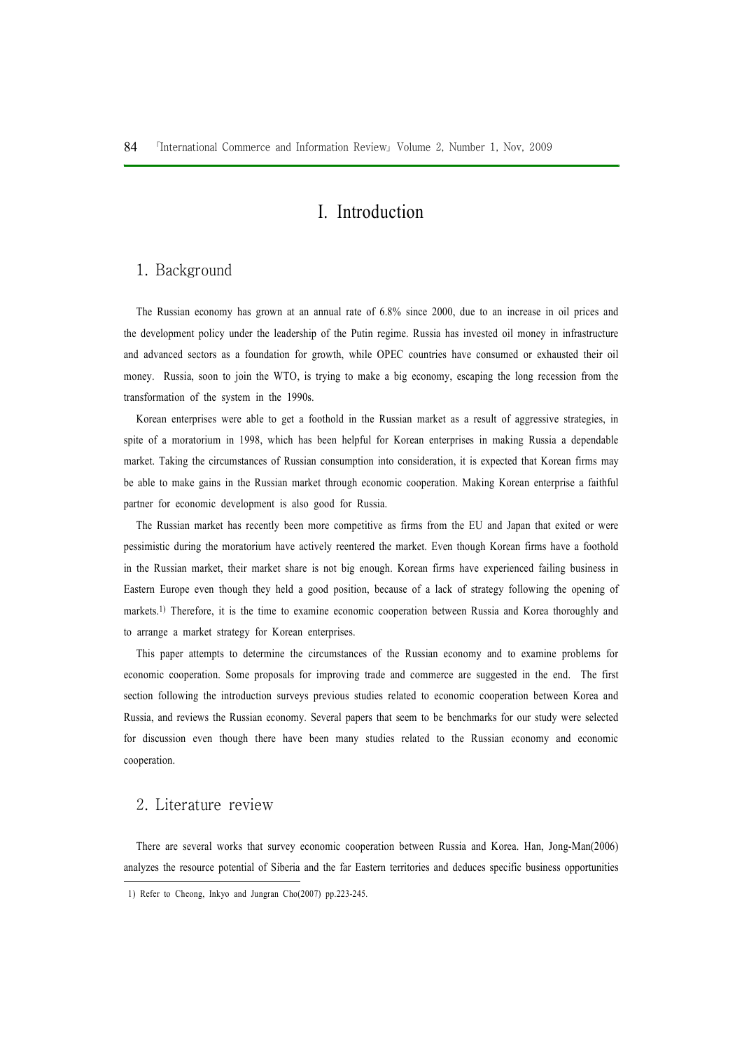# I. Introduction

## 1. Background

The Russian economy has grown at an annual rate of 6.8% since 2000, due to an increase in oil prices and the development policy under the leadership of the Putin regime. Russia has invested oil money in infrastructure and advanced sectors as a foundation for growth, while OPEC countries have consumed or exhausted their oil money. Russia, soon to join the WTO, is trying to make a big economy, escaping the long recession from the transformation of the system in the 1990s.

Korean enterprises were able to get a foothold in the Russian market as a result of aggressive strategies, in spite of a moratorium in 1998, which has been helpful for Korean enterprises in making Russia a dependable market. Taking the circumstances of Russian consumption into consideration, it is expected that Korean firms may be able to make gains in the Russian market through economic cooperation. Making Korean enterprise a faithful partner for economic development is also good for Russia.

The Russian market has recently been more competitive as firms from the EU and Japan that exited or were pessimistic during the moratorium have actively reentered the market. Even though Korean firms have a foothold in the Russian market, their market share is not big enough. Korean firms have experienced failing business in Eastern Europe even though they held a good position, because of a lack of strategy following the opening of markets.[1] Therefore, it is the time to examine economic cooperation between Russia and Korea thoroughly and to arrange a market strategy for Korean enterprises.

This paper attempts to determine the circumstances of the Russian economy and to examine problems for economic cooperation. Some proposals for improving trade and commerce are suggested in the end. The first section following the introduction surveys previous studies related to economic cooperation between Korea and Russia, and reviews the Russian economy. Several papers that seem to be benchmarks for our study were selected for discussion even though there have been many studies related to the Russian economy and economic cooperation.

## 2. Literature review

There are several works that survey economic cooperation between Russia and Korea. Han, Jong-Man(2006) analyzes the resource potential of Siberia and the far Eastern territories and deduces specific business opportunities

1) Refer to Cheong, Inkyo and Jungran Cho(2007) pp.223-245.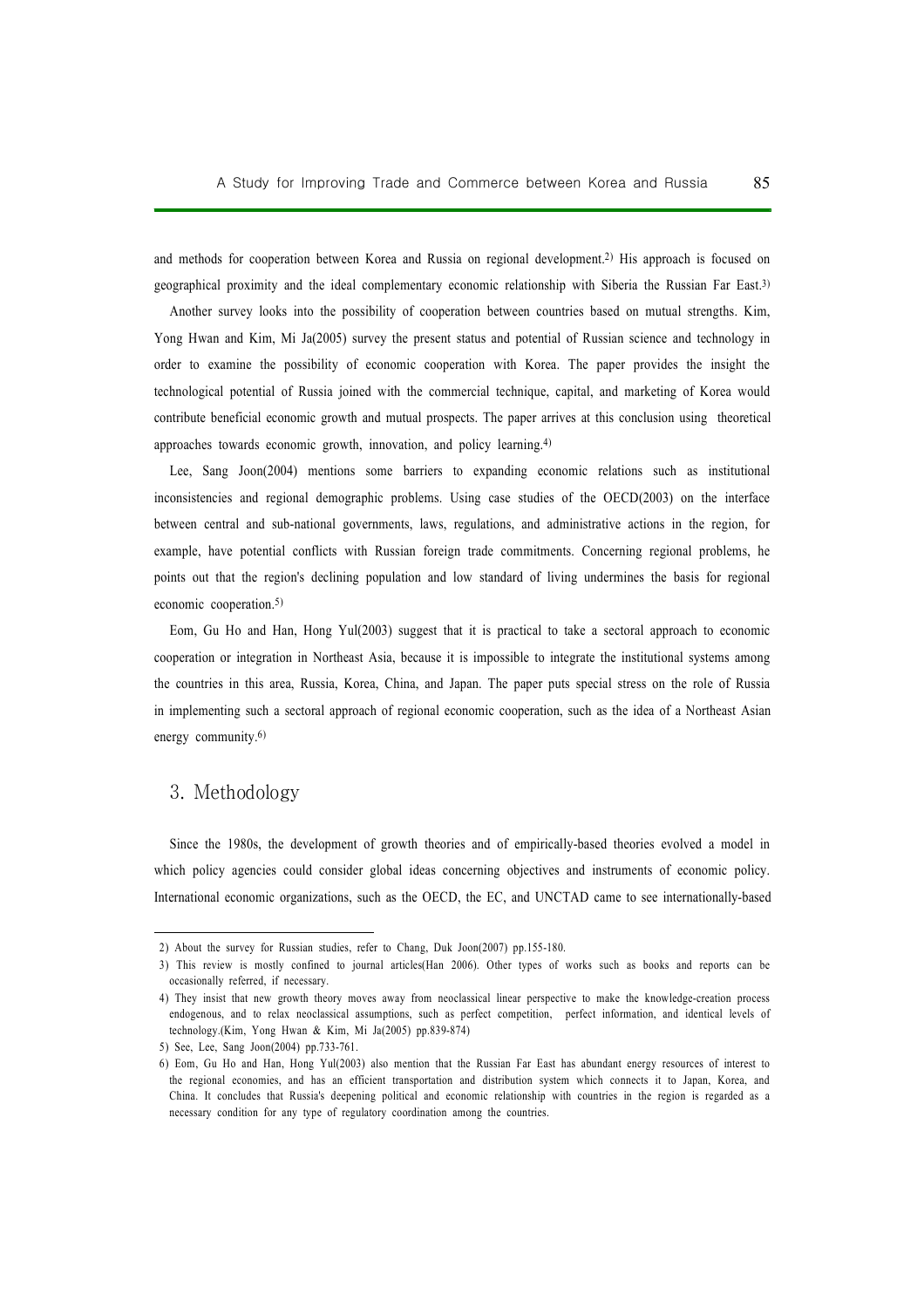and methods for cooperation between Korea and Russia on regional development.[2] His approach is focused on geographical proximity and the ideal complementary economic relationship with Siberia the Russian Far East.[3]

Another survey looks into the possibility of cooperation between countries based on mutual strengths. Kim, Yong Hwan and Kim, Mi Ja(2005) survey the present status and potential of Russian science and technology in order to examine the possibility of economic cooperation with Korea. The paper provides the insight the technological potential of Russia joined with the commercial technique, capital, and marketing of Korea would contribute beneficial economic growth and mutual prospects. The paper arrives at this conclusion using theoretical approaches towards economic growth, innovation, and policy learning.[4]

Lee, Sang Joon(2004) mentions some barriers to expanding economic relations such as institutional inconsistencies and regional demographic problems. Using case studies of the OECD(2003) on the interface between central and sub-national governments, laws, regulations, and administrative actions in the region, for example, have potential conflicts with Russian foreign trade commitments. Concerning regional problems, he points out that the region's declining population and low standard of living undermines the basis for regional economic cooperation.[5]

Eom, Gu Ho and Han, Hong Yul(2003) suggest that it is practical to take a sectoral approach to economic cooperation or integration in Northeast Asia, because it is impossible to integrate the institutional systems among the countries in this area, Russia, Korea, China, and Japan. The paper puts special stress on the role of Russia in implementing such a sectoral approach of regional economic cooperation, such as the idea of a Northeast Asian energy community.[6]

## 3. Methodology

Since the 1980s, the development of growth theories and of empirically-based theories evolved a model in which policy agencies could consider global ideas concerning objectives and instruments of economic policy. International economic organizations, such as the OECD, the EC, and UNCTAD came to see internationally-based

---

2) About the survey for Russian studies, refer to Chang, Duk Joon(2007) pp.155-180.

3) This review is mostly confined to journal articles(Han 2006). Other types of works such as books and reports can be occasionally referred, if necessary.

4) They insist that new growth theory moves away from neoclassical linear perspective to make the knowledge-creation process endogenous, and to relax neoclassical assumptions, such as perfect competition, perfect information, and identical levels of technology.(Kim, Yong Hwan & Kim, Mi Ja(2005) pp.839-874)

5) See, Lee, Sang Joon(2004) pp.733-761.

6) Eom, Gu Ho and Han, Hong Yul(2003) also mention that the Russian Far East has abundant energy resources of interest to the regional economies, and has an efficient transportation and distribution system which connects it to Japan, Korea, and China. It concludes that Russia's deepening political and economic relationship with countries in the region is regarded as a necessary condition for any type of regulatory coordination among the countries.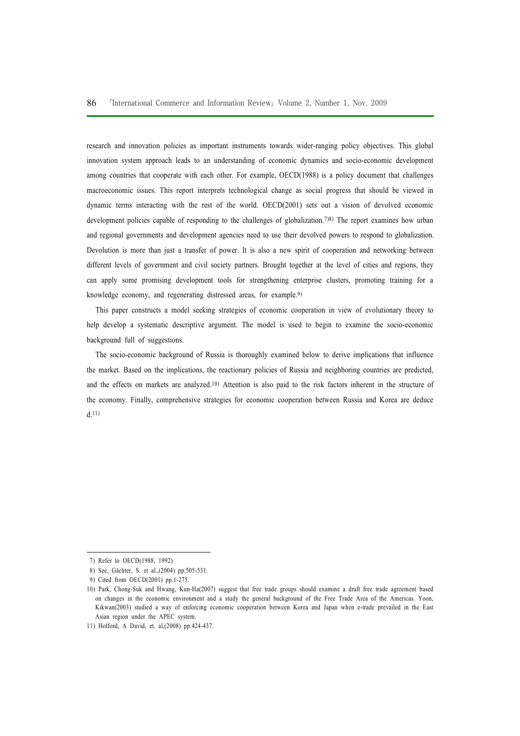research and innovation policies as important instruments towards wider-ranging policy objectives. This global innovation system approach leads to an understanding of economic dynamics and socio-economic development among countries that cooperate with each other. For example, OECD(1988) is a policy document that challenges macroeconomic issues. This report interprets technological change as social progress that should be viewed in dynamic terms interacting with the rest of the world. OECD(2001) sets out a vision of devolved economic development policies capable of responding to the challenges of globalization.[7][8] The report examines how urban and regional governments and development agencies need to use their devolved powers to respond to globalization. Devolution is more than just a transfer of power. It is also a new spirit of cooperation and networking between different levels of government and civil society partners. Brought together at the level of cities and regions, they can apply some promising development tools for strengthening enterprise clusters, promoting training for a knowledge economy, and regenerating distressed areas, for example.[9]

This paper constructs a model seeking strategies of economic cooperation in view of evolutionary theory to help develop a systematic descriptive argument. The model is used to begin to examine the socio-economic background full of suggestions.

The socio-economic background of Russia is thoroughly examined below to derive implications that influence the market. Based on the implications, the reactionary policies of Russia and neighboring countries are predicted, and the effects on markets are analyzed.[10] Attention is also paid to the risk factors inherent in the structure of the economy. Finally, comprehensive strategies for economic cooperation between Russia and Korea are deduce d.[11]

---

7) Refer to OECD(1988, 1992)

8) See, Gächter, S. et al.,(2004) pp.505-531.

9) Cited from OECD(2001) pp.1-275.

10) Park, Chong-Suk and Hwang, Kun-Ha(2007) suggest that free trade groups should examine a draft free trade agreement based on changes in the economic environment and a study the general background of the Free Trade Area of the Americas. Yoon, Kikwan(2003) studied a way of enforcing economic cooperation between Korea and Japan when e-trade prevailed in the East Asian region under the APEC system.

11) Holford, A David, et. al,(2008) pp.424-437.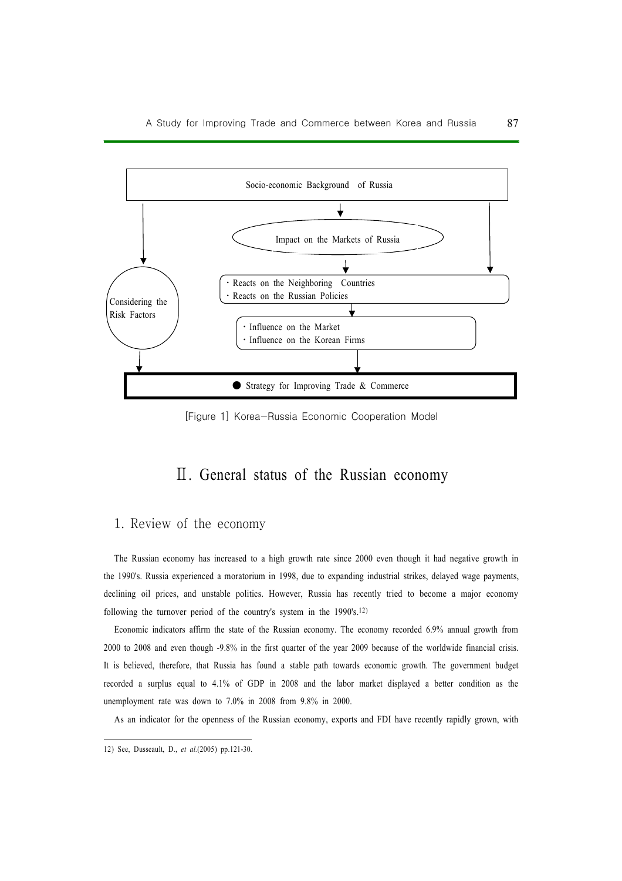Socio-economic Background of Russia

Impact on the Markets of Russia

Considering the Risk Factors

- Reacts on the Neighboring Countries
- Reacts on the Russian Policies

- Influence on the Market
- Influence on the Korean Firms

● Strategy for Improving Trade & Commerce

[Figure 1] Korea–Russia Economic Cooperation Model

# Ⅱ. General status of the Russian economy

## 1. Review of the economy

The Russian economy has increased to a high growth rate since 2000 even though it had negative growth in the 1990's. Russia experienced a moratorium in 1998, due to expanding industrial strikes, delayed wage payments, declining oil prices, and unstable politics. However, Russia has recently tried to become a major economy following the turnover period of the country's system in the 1990's.[12)]

Economic indicators affirm the state of the Russian economy. The economy recorded 6.9% annual growth from 2000 to 2008 and even though -9.8% in the first quarter of the year 2009 because of the worldwide financial crisis. It is believed, therefore, that Russia has found a stable path towards economic growth. The government budget recorded a surplus equal to 4.1% of GDP in 2008 and the labor market displayed a better condition as the unemployment rate was down to 7.0% in 2008 from 9.8% in 2000.

As an indicator for the openness of the Russian economy, exports and FDI have recently rapidly grown, with

12) See, Dusseault, D., *et al.*(2005) pp.121-30.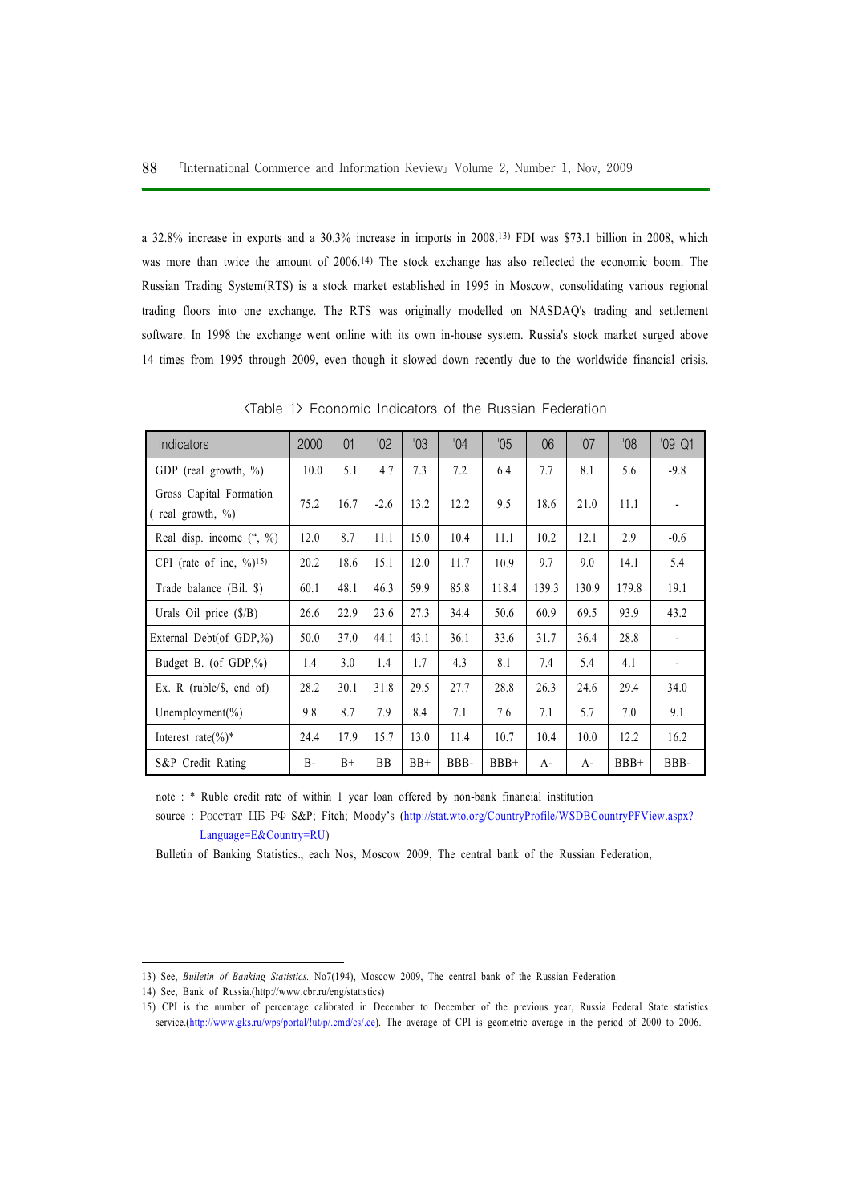a 32.8% increase in exports and a 30.3% increase in imports in 2008.[13] FDI was $73.1 billion in 2008, which was more than twice the amount of 2006.[14] The stock exchange has also reflected the economic boom. The Russian Trading System(RTS) is a stock market established in 1995 in Moscow, consolidating various regional trading floors into one exchange. The RTS was originally modelled on NASDAQ's trading and settlement software. In 1998 the exchange went online with its own in-house system. Russia's stock market surged above 14 times from 1995 through 2009, even though it slowed down recently due to the worldwide financial crisis.

<Table 1> Economic Indicators of the Russian Federation

| Indicators | 2000 | '01 | '02 | '03 | '04 | '05 | '06 | '07 | '08 | '09 Q1 |
|---|---|---|---|---|---|---|---|---|---|---|
| GDP (real growth, %) | 10.0 | 5.1 | 4.7 | 7.3 | 7.2 | 6.4 | 7.7 | 8.1 | 5.6 | -9.8 |
| Gross Capital Formation ( real growth, %) | 75.2 | 16.7 | -2.6 | 13.2 | 12.2 | 9.5 | 18.6 | 21.0 | 11.1 | - |
| Real disp. income (", %) | 12.0 | 8.7 | 11.1 | 15.0 | 10.4 | 11.1 | 10.2 | 12.1 | 2.9 | -0.6 |
| CPI (rate of inc, %)[15] | 20.2 | 18.6 | 15.1 | 12.0 | 11.7 | 10.9 | 9.7 | 9.0 | 14.1 | 5.4 |
| Trade balance (Bil. $) | 60.1 | 48.1 | 46.3 | 59.9 | 85.8 | 118.4 | 139.3 | 130.9 | 179.8 | 19.1 |
| Urals Oil price ($/B) | 26.6 | 22.9 | 23.6 | 27.3 | 34.4 | 50.6 | 60.9 | 69.5 | 93.9 | 43.2 |
| External Debt(of GDP,%) | 50.0 | 37.0 | 44.1 | 43.1 | 36.1 | 33.6 | 31.7 | 36.4 | 28.8 | - |
| Budget B. (of GDP,%) | 1.4 | 3.0 | 1.4 | 1.7 | 4.3 | 8.1 | 7.4 | 5.4 | 4.1 | - |
| Ex. R (ruble/$, end of) | 28.2 | 30.1 | 31.8 | 29.5 | 27.7 | 28.8 | 26.3 | 24.6 | 29.4 | 34.0 |
| Unemployment(%) | 9.8 | 8.7 | 7.9 | 8.4 | 7.1 | 7.6 | 7.1 | 5.7 | 7.0 | 9.1 |
| Interest rate(%)* | 24.4 | 17.9 | 15.7 | 13.0 | 11.4 | 10.7 | 10.4 | 10.0 | 12.2 | 16.2 |
| S&P Credit Rating | B- | B+ | BB | BB+ | BBB- | BBB+ | A- | A- | BBB+ | BBB- |

note : * Ruble credit rate of within 1 year loan offered by non-bank financial institution

source : Росстат ЦБ РФ S&P; Fitch; Moody's (http://stat.wto.org/CountryProfile/WSDBCountryPFView.aspx?Language=E&Country=RU)

Bulletin of Banking Statistics., each Nos, Moscow 2009, The central bank of the Russian Federation,

---

13) See, *Bulletin of Banking Statistics*. No7(194), Moscow 2009, The central bank of the Russian Federation.

14) See, Bank of Russia.(http://www.cbr.ru/eng/statistics)

15) CPI is the number of percentage calibrated in December to December of the previous year, Russia Federal State statistics service.(http://www.gks.ru/wps/portal/!ut/p/.cmd/cs/.ce). The average of CPI is geometric average in the period of 2000 to 2006.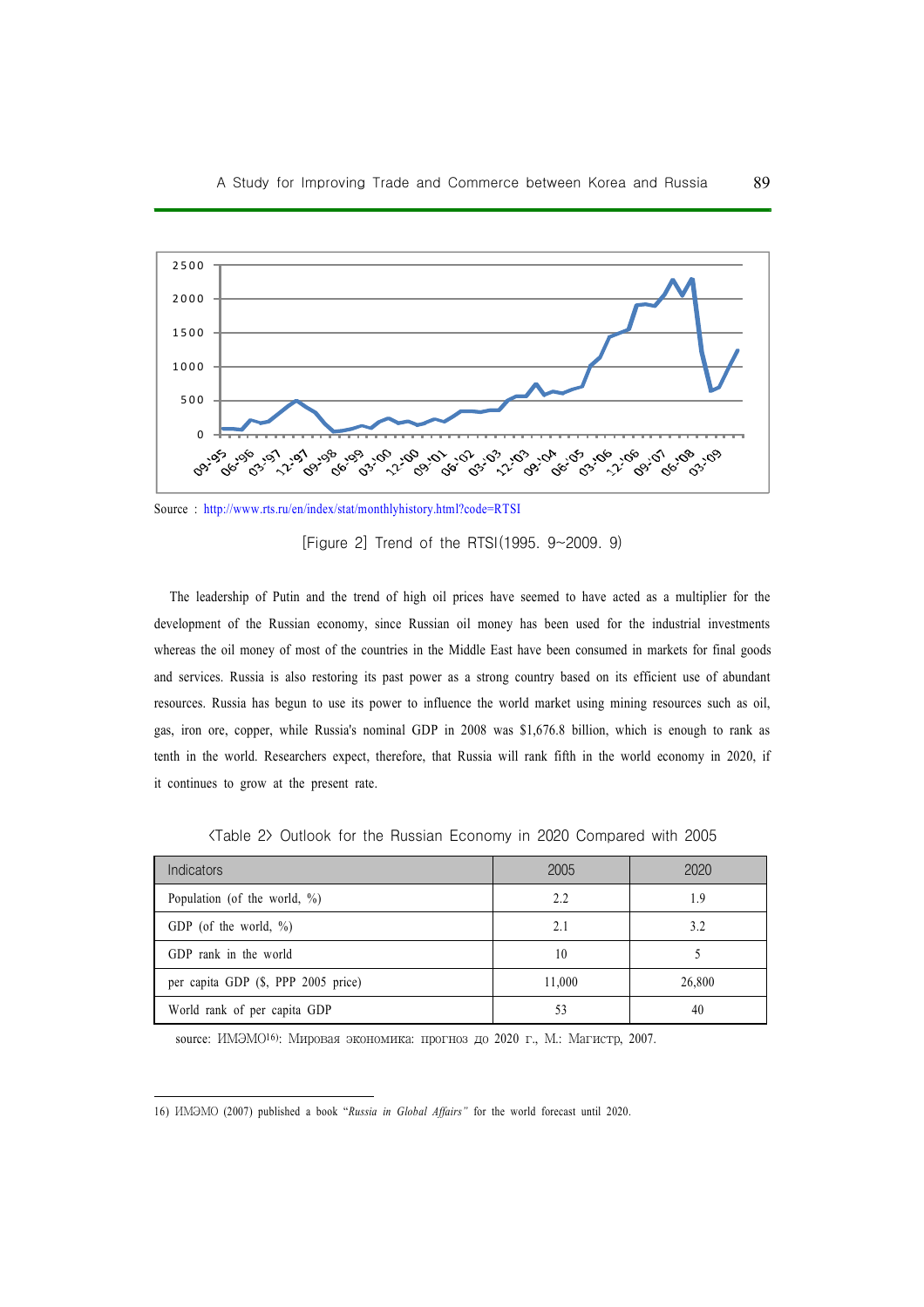Source : http://www.rts.ru/en/index/stat/monthlyhistory.html?code=RTSI

[Figure 2] Trend of the RTSI(1995. 9~2009. 9)

The leadership of Putin and the trend of high oil prices have seemed to have acted as a multiplier for the development of the Russian economy, since Russian oil money has been used for the industrial investments whereas the oil money of most of the countries in the Middle East have been consumed in markets for final goods and services. Russia is also restoring its past power as a strong country based on its efficient use of abundant resources. Russia has begun to use its power to influence the world market using mining resources such as oil, gas, iron ore, copper, while Russia's nominal GDP in 2008 was $1,676.8 billion, which is enough to rank as tenth in the world. Researchers expect, therefore, that Russia will rank fifth in the world economy in 2020, if it continues to grow at the present rate.

<Table 2> Outlook for the Russian Economy in 2020 Compared with 2005

| Indicators | 2005 | 2020 |
|---|---|---|
| Population (of the world, %) | 2.2 | 1.9 |
| GDP (of the world, %) | 2.1 | 3.2 |
| GDP rank in the world | 10 | 5 |
| per capita GDP ($, PPP 2005 price) | 11,000 | 26,800 |
| World rank of per capita GDP | 53 | 40 |

source: ИМЭМО[16]: Мировая экономика: прогноз до 2020 г., М.: Магистр, 2007.

16) ИМЭМО (2007) published a book "*Russia in Global Affairs*" for the world forecast until 2020.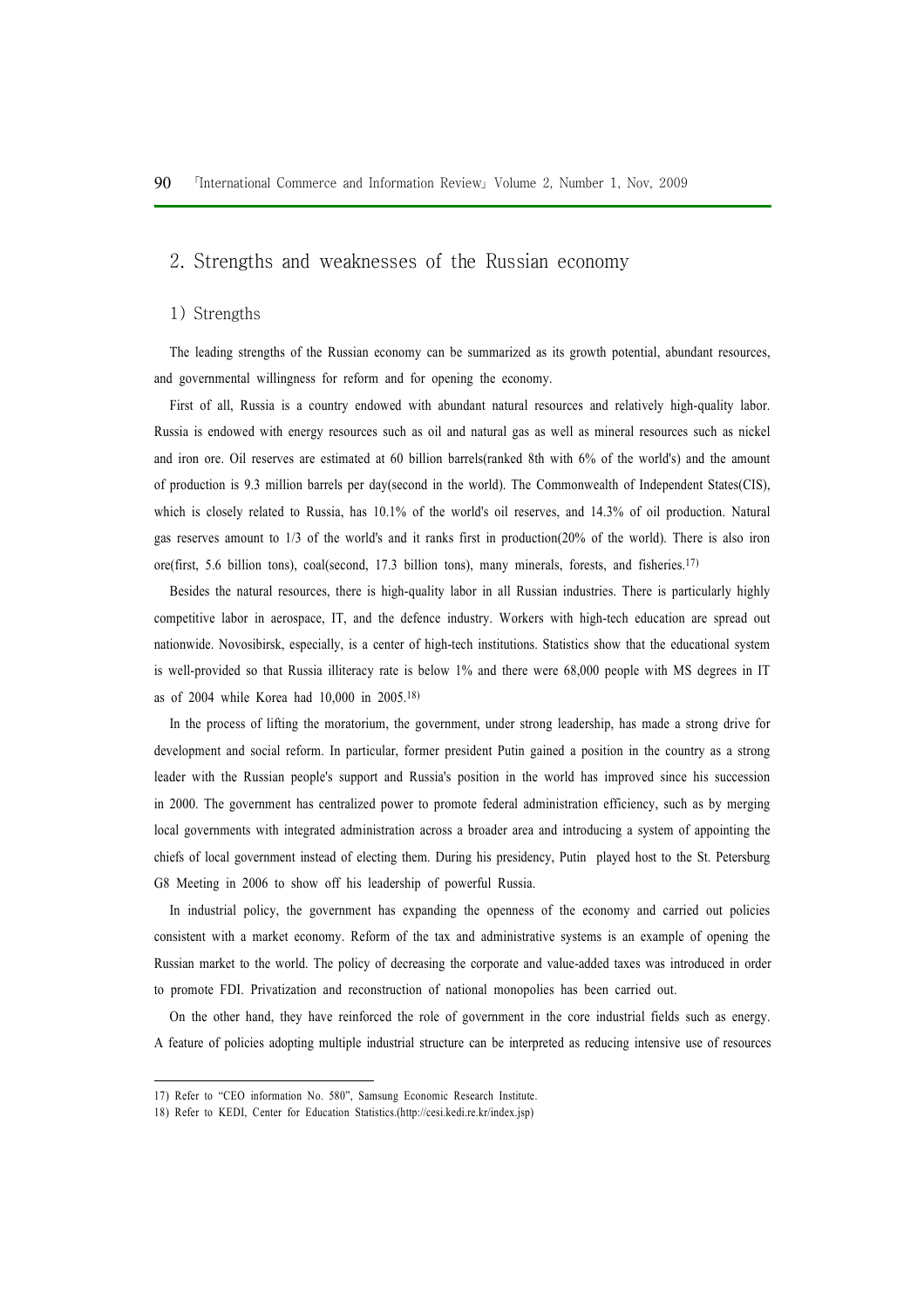## 2. Strengths and weaknesses of the Russian economy

### 1) Strengths

The leading strengths of the Russian economy can be summarized as its growth potential, abundant resources, and governmental willingness for reform and for opening the economy.

First of all, Russia is a country endowed with abundant natural resources and relatively high-quality labor. Russia is endowed with energy resources such as oil and natural gas as well as mineral resources such as nickel and iron ore. Oil reserves are estimated at 60 billion barrels(ranked 8th with 6% of the world's) and the amount of production is 9.3 million barrels per day(second in the world). The Commonwealth of Independent States(CIS), which is closely related to Russia, has 10.1% of the world's oil reserves, and 14.3% of oil production. Natural gas reserves amount to 1/3 of the world's and it ranks first in production(20% of the world). There is also iron ore(first, 5.6 billion tons), coal(second, 17.3 billion tons), many minerals, forests, and fisheries.[17]

Besides the natural resources, there is high-quality labor in all Russian industries. There is particularly highly competitive labor in aerospace, IT, and the defence industry. Workers with high-tech education are spread out nationwide. Novosibirsk, especially, is a center of high-tech institutions. Statistics show that the educational system is well-provided so that Russia illiteracy rate is below 1% and there were 68,000 people with MS degrees in IT as of 2004 while Korea had 10,000 in 2005.[18]

In the process of lifting the moratorium, the government, under strong leadership, has made a strong drive for development and social reform. In particular, former president Putin gained a position in the country as a strong leader with the Russian people's support and Russia's position in the world has improved since his succession in 2000. The government has centralized power to promote federal administration efficiency, such as by merging local governments with integrated administration across a broader area and introducing a system of appointing the chiefs of local government instead of electing them. During his presidency, Putin played host to the St. Petersburg G8 Meeting in 2006 to show off his leadership of powerful Russia.

In industrial policy, the government has expanding the openness of the economy and carried out policies consistent with a market economy. Reform of the tax and administrative systems is an example of opening the Russian market to the world. The policy of decreasing the corporate and value-added taxes was introduced in order to promote FDI. Privatization and reconstruction of national monopolies has been carried out.

On the other hand, they have reinforced the role of government in the core industrial fields such as energy. A feature of policies adopting multiple industrial structure can be interpreted as reducing intensive use of resources

---

17) Refer to "CEO information No. 580", Samsung Economic Research Institute.

18) Refer to KEDI, Center for Education Statistics.(http://cesi.kedi.re.kr/index.jsp)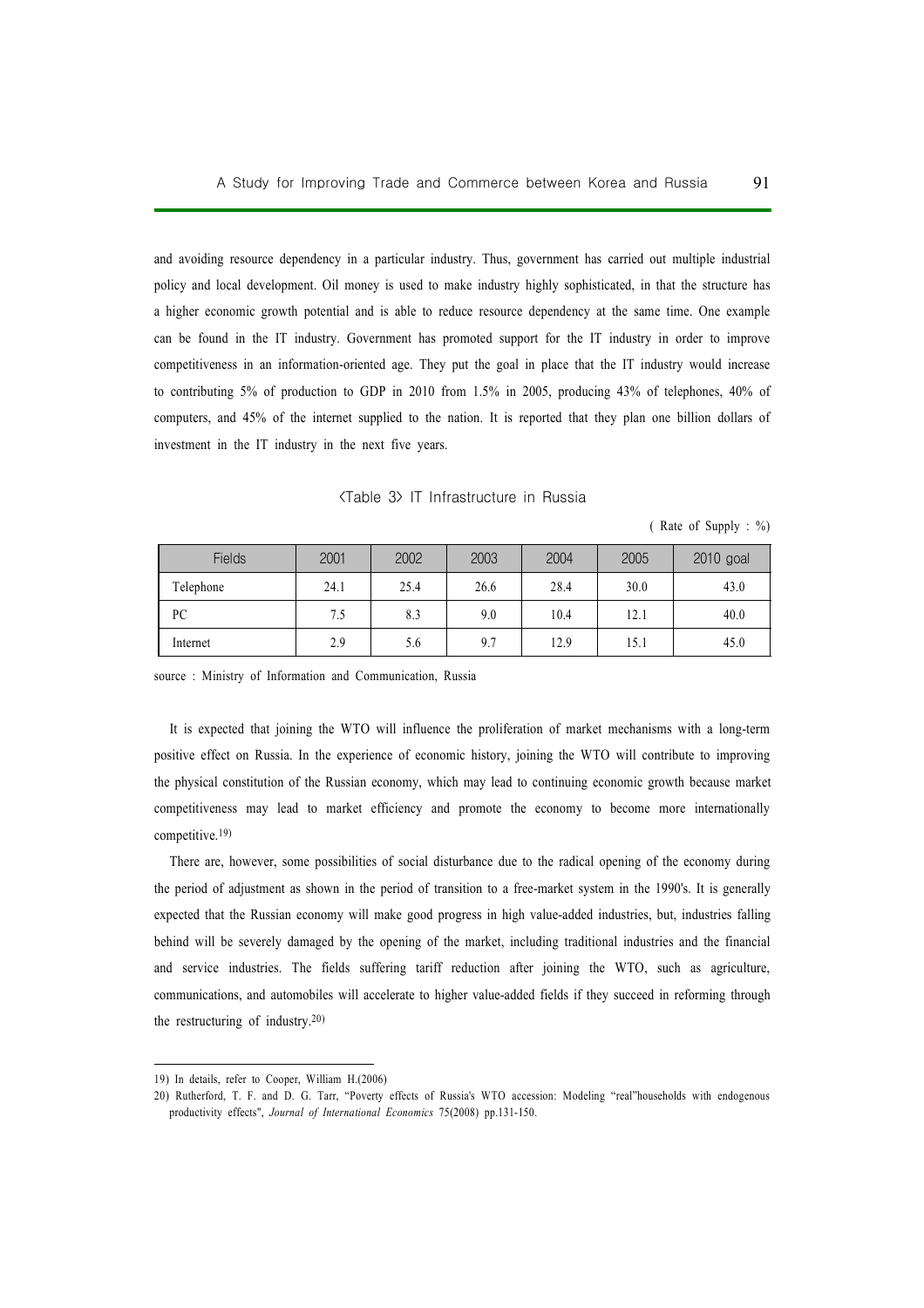and avoiding resource dependency in a particular industry. Thus, government has carried out multiple industrial policy and local development. Oil money is used to make industry highly sophisticated, in that the structure has a higher economic growth potential and is able to reduce resource dependency at the same time. One example can be found in the IT industry. Government has promoted support for the IT industry in order to improve competitiveness in an information-oriented age. They put the goal in place that the IT industry would increase to contributing 5% of production to GDP in 2010 from 1.5% in 2005, producing 43% of telephones, 40% of computers, and 45% of the internet supplied to the nation. It is reported that they plan one billion dollars of investment in the IT industry in the next five years.

<Table 3> IT Infrastructure in Russia

( Rate of Supply : %)

| Fields | 2001 | 2002 | 2003 | 2004 | 2005 | 2010 goal |
|---|---|---|---|---|---|---|
| Telephone | 24.1 | 25.4 | 26.6 | 28.4 | 30.0 | 43.0 |
| PC | 7.5 | 8.3 | 9.0 | 10.4 | 12.1 | 40.0 |
| Internet | 2.9 | 5.6 | 9.7 | 12.9 | 15.1 | 45.0 |

source : Ministry of Information and Communication, Russia

It is expected that joining the WTO will influence the proliferation of market mechanisms with a long-term positive effect on Russia. In the experience of economic history, joining the WTO will contribute to improving the physical constitution of the Russian economy, which may lead to continuing economic growth because market competitiveness may lead to market efficiency and promote the economy to become more internationally competitive.[19)]

There are, however, some possibilities of social disturbance due to the radical opening of the economy during the period of adjustment as shown in the period of transition to a free-market system in the 1990's. It is generally expected that the Russian economy will make good progress in high value-added industries, but, industries falling behind will be severely damaged by the opening of the market, including traditional industries and the financial and service industries. The fields suffering tariff reduction after joining the WTO, such as agriculture, communications, and automobiles will accelerate to higher value-added fields if they succeed in reforming through the restructuring of industry.[20)]

---

19) In details, refer to Cooper, William H.(2006)

20) Rutherford, T. F. and D. G. Tarr, "Poverty effects of Russia's WTO accession: Modeling "real"households with endogenous productivity effects", *Journal of International Economics* 75(2008) pp.131-150.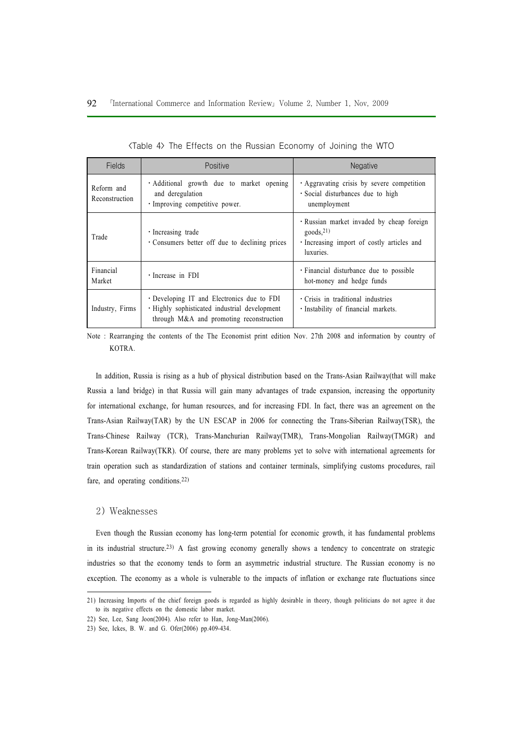〈Table 4〉 The Effects on the Russian Economy of Joining the WTO

| Fields | Positive | Negative |
|---|---|---|
| Reform and Reconstruction | · Additional growth due to market opening and deregulation<br>· Improving competitive power. | · Aggravating crisis by severe competition<br>· Social disturbances due to high unemployment |
| Trade | · Increasing trade<br>· Consumers better off due to declining prices | · Russian market invaded by cheap foreign goods,[21]<br>· Increasing import of costly articles and luxuries. |
| Financial Market | · Increase in FDI | · Financial disturbance due to possible hot-money and hedge funds |
| Industry, Firms | · Developing IT and Electronics due to FDI<br>· Highly sophisticated industrial development through M&A and promoting reconstruction | · Crisis in traditional industries<br>· Instability of financial markets. |

Note : Rearranging the contents of the The Economist print edition Nov. 27th 2008 and information by country of KOTRA.

In addition, Russia is rising as a hub of physical distribution based on the Trans-Asian Railway(that will make Russia a land bridge) in that Russia will gain many advantages of trade expansion, increasing the opportunity for international exchange, for human resources, and for increasing FDI. In fact, there was an agreement on the Trans-Asian Railway(TAR) by the UN ESCAP in 2006 for connecting the Trans-Siberian Railway(TSR), the Trans-Chinese Railway (TCR), Trans-Manchurian Railway(TMR), Trans-Mongolian Railway(TMGR) and Trans-Korean Railway(TKR). Of course, there are many problems yet to solve with international agreements for train operation such as standardization of stations and container terminals, simplifying customs procedures, rail fare, and operating conditions.[22]

### 2) Weaknesses

Even though the Russian economy has long-term potential for economic growth, it has fundamental problems in its industrial structure.[23] A fast growing economy generally shows a tendency to concentrate on strategic industries so that the economy tends to form an asymmetric industrial structure. The Russian economy is no exception. The economy as a whole is vulnerable to the impacts of inflation or exchange rate fluctuations since

---

21) Increasing Imports of the chief foreign goods is regarded as highly desirable in theory, though politicians do not agree it due to its negative effects on the domestic labor market.

22) See, Lee, Sang Joon(2004). Also refer to Han, Jong-Man(2006).

23) See, Ickes, B. W. and G. Ofer(2006) pp.409-434.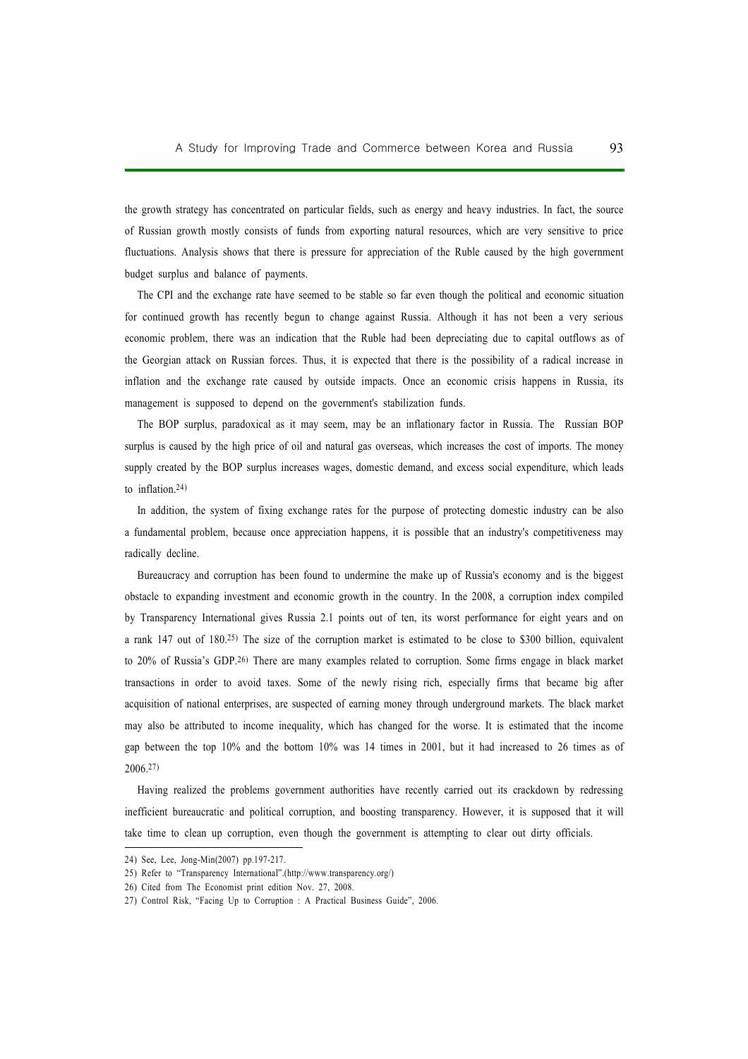the growth strategy has concentrated on particular fields, such as energy and heavy industries. In fact, the source of Russian growth mostly consists of funds from exporting natural resources, which are very sensitive to price fluctuations. Analysis shows that there is pressure for appreciation of the Ruble caused by the high government budget surplus and balance of payments.

The CPI and the exchange rate have seemed to be stable so far even though the political and economic situation for continued growth has recently begun to change against Russia. Although it has not been a very serious economic problem, there was an indication that the Ruble had been depreciating due to capital outflows as of the Georgian attack on Russian forces. Thus, it is expected that there is the possibility of a radical increase in inflation and the exchange rate caused by outside impacts. Once an economic crisis happens in Russia, its management is supposed to depend on the government's stabilization funds.

The BOP surplus, paradoxical as it may seem, may be an inflationary factor in Russia. The Russian BOP surplus is caused by the high price of oil and natural gas overseas, which increases the cost of imports. The money supply created by the BOP surplus increases wages, domestic demand, and excess social expenditure, which leads to inflation.[24)]

In addition, the system of fixing exchange rates for the purpose of protecting domestic industry can be also a fundamental problem, because once appreciation happens, it is possible that an industry's competitiveness may radically decline.

Bureaucracy and corruption has been found to undermine the make up of Russia's economy and is the biggest obstacle to expanding investment and economic growth in the country. In the 2008, a corruption index compiled by Transparency International gives Russia 2.1 points out of ten, its worst performance for eight years and on a rank 147 out of 180.[25)] The size of the corruption market is estimated to be close to $300 billion, equivalent to 20% of Russia's GDP.[26)] There are many examples related to corruption. Some firms engage in black market transactions in order to avoid taxes. Some of the newly rising rich, especially firms that became big after acquisition of national enterprises, are suspected of earning money through underground markets. The black market may also be attributed to income inequality, which has changed for the worse. It is estimated that the income gap between the top 10% and the bottom 10% was 14 times in 2001, but it had increased to 26 times as of 2006.[27)]

Having realized the problems government authorities have recently carried out its crackdown by redressing inefficient bureaucratic and political corruption, and boosting transparency. However, it is supposed that it will take time to clean up corruption, even though the government is attempting to clear out dirty officials.

---

24) See, Lee, Jong-Min(2007) pp.197-217.

25) Refer to "Transparency International".(http://www.transparency.org/)

26) Cited from The Economist print edition Nov. 27, 2008.

27) Control Risk, "Facing Up to Corruption : A Practical Business Guide", 2006.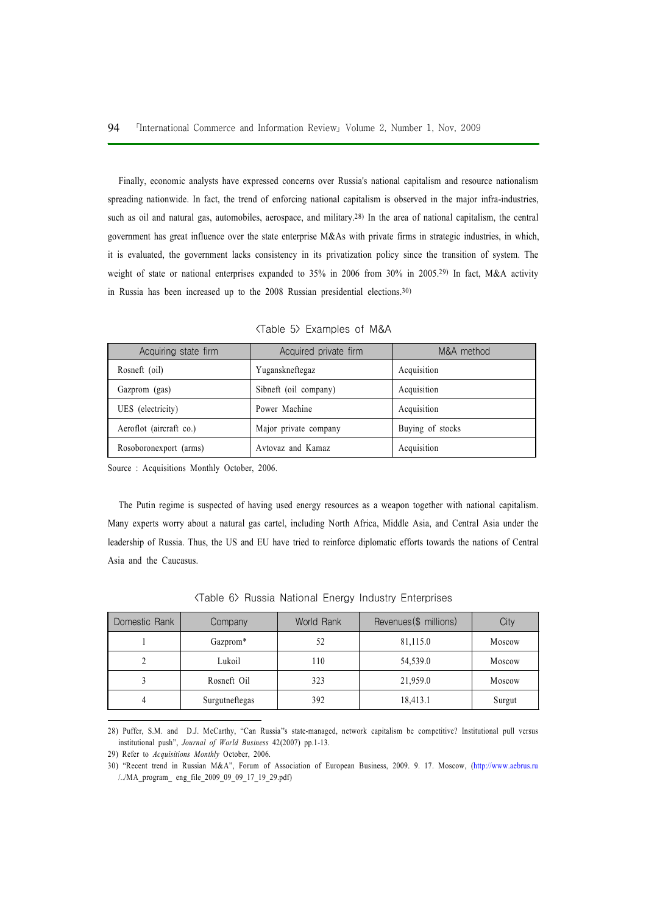Finally, economic analysts have expressed concerns over Russia's national capitalism and resource nationalism spreading nationwide. In fact, the trend of enforcing national capitalism is observed in the major infra-industries, such as oil and natural gas, automobiles, aerospace, and military.[28] In the area of national capitalism, the central government has great influence over the state enterprise M&As with private firms in strategic industries, in which, it is evaluated, the government lacks consistency in its privatization policy since the transition of system. The weight of state or national enterprises expanded to 35% in 2006 from 30% in 2005.[29] In fact, M&A activity in Russia has been increased up to the 2008 Russian presidential elections.[30]

〈Table 5〉 Examples of M&A

| Acquiring state firm | Acquired private firm | M&A method |
|---|---|---|
| Rosneft (oil) | Yuganskneftegaz | Acquisition |
| Gazprom (gas) | Sibneft (oil company) | Acquisition |
| UES (electricity) | Power Machine | Acquisition |
| Aeroflot (aircraft co.) | Major private company | Buying of stocks |
| Rosoboronexport (arms) | Avtovaz and Kamaz | Acquisition |

Source : Acquisitions Monthly October, 2006.

The Putin regime is suspected of having used energy resources as a weapon together with national capitalism. Many experts worry about a natural gas cartel, including North Africa, Middle Asia, and Central Asia under the leadership of Russia. Thus, the US and EU have tried to reinforce diplomatic efforts towards the nations of Central Asia and the Caucasus.

〈Table 6〉 Russia National Energy Industry Enterprises

| Domestic Rank | Company | World Rank | Revenues($ millions) | City |
|---|---|---|---|---|
| 1 | Gazprom* | 52 | 81,115.0 | Moscow |
| 2 | Lukoil | 110 | 54,539.0 | Moscow |
| 3 | Rosneft Oil | 323 | 21,959.0 | Moscow |
| 4 | Surgutneftegas | 392 | 18,413.1 | Surgut |

28) Puffer, S.M. and D.J. McCarthy, "Can Russia''s state-managed, network capitalism be competitive? Institutional pull versus institutional push", *Journal of World Business* 42(2007) pp.1-13.

29) Refer to *Acquisitions Monthly* October, 2006.

30) "Recent trend in Russian M&A", Forum of Association of European Business, 2009. 9. 17. Moscow, (http://www.aebrus.ru /../MA_program_ eng_file_2009_09_09_17_19_29.pdf)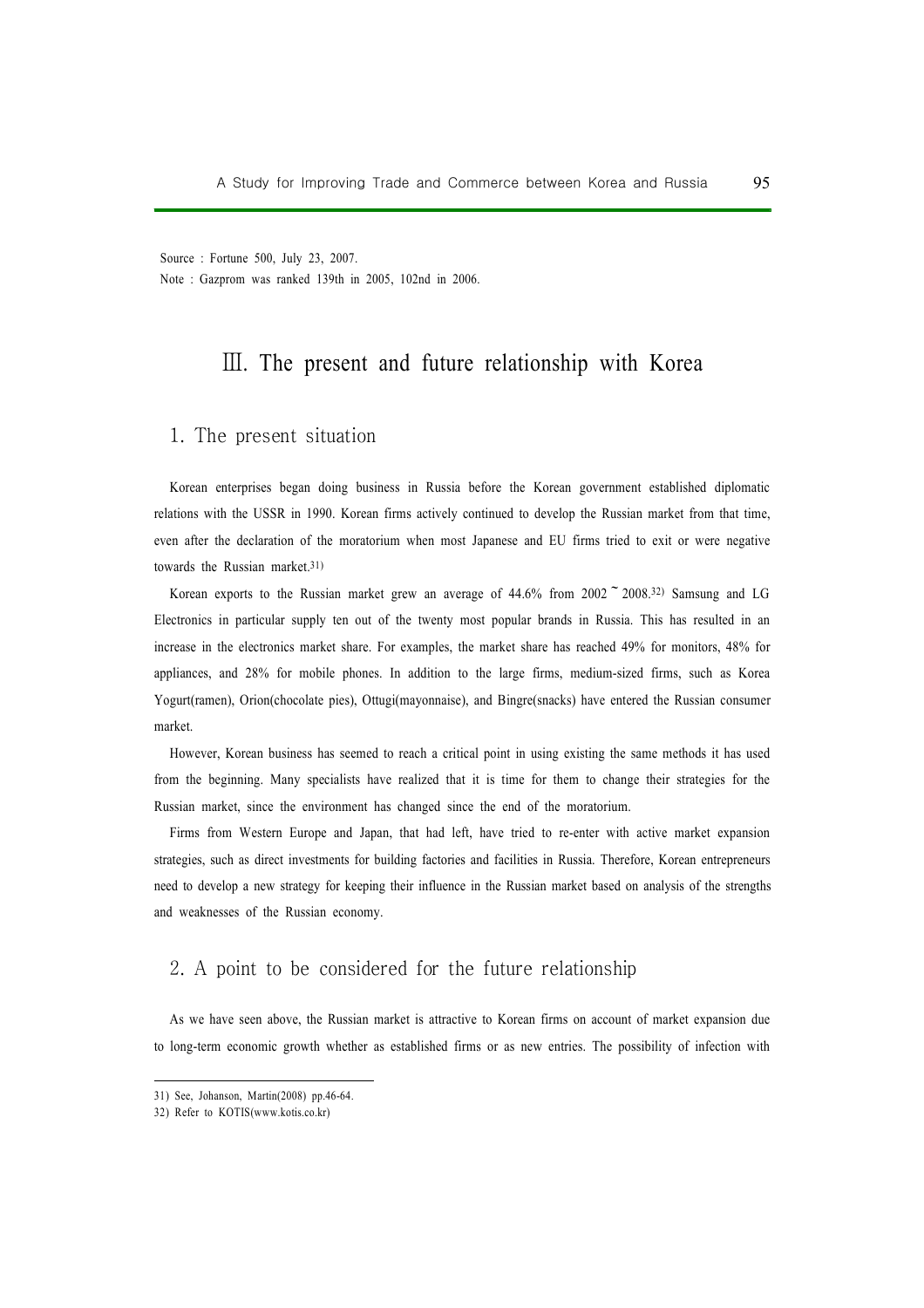Source : Fortune 500, July 23, 2007.

Note : Gazprom was ranked 139th in 2005, 102nd in 2006.

# Ⅲ. The present and future relationship with Korea

## 1. The present situation

Korean enterprises began doing business in Russia before the Korean government established diplomatic relations with the USSR in 1990. Korean firms actively continued to develop the Russian market from that time, even after the declaration of the moratorium when most Japanese and EU firms tried to exit or were negative towards the Russian market.[31]

Korean exports to the Russian market grew an average of 44.6% from 2002 ~ 2008.[32] Samsung and LG Electronics in particular supply ten out of the twenty most popular brands in Russia. This has resulted in an increase in the electronics market share. For examples, the market share has reached 49% for monitors, 48% for appliances, and 28% for mobile phones. In addition to the large firms, medium-sized firms, such as Korea Yogurt(ramen), Orion(chocolate pies), Ottugi(mayonnaise), and Bingre(snacks) have entered the Russian consumer market.

However, Korean business has seemed to reach a critical point in using existing the same methods it has used from the beginning. Many specialists have realized that it is time for them to change their strategies for the Russian market, since the environment has changed since the end of the moratorium.

Firms from Western Europe and Japan, that had left, have tried to re-enter with active market expansion strategies, such as direct investments for building factories and facilities in Russia. Therefore, Korean entrepreneurs need to develop a new strategy for keeping their influence in the Russian market based on analysis of the strengths and weaknesses of the Russian economy.

## 2. A point to be considered for the future relationship

As we have seen above, the Russian market is attractive to Korean firms on account of market expansion due to long-term economic growth whether as established firms or as new entries. The possibility of infection with

---

31) See, Johanson, Martin(2008) pp.46-64.

32) Refer to KOTIS(www.kotis.co.kr)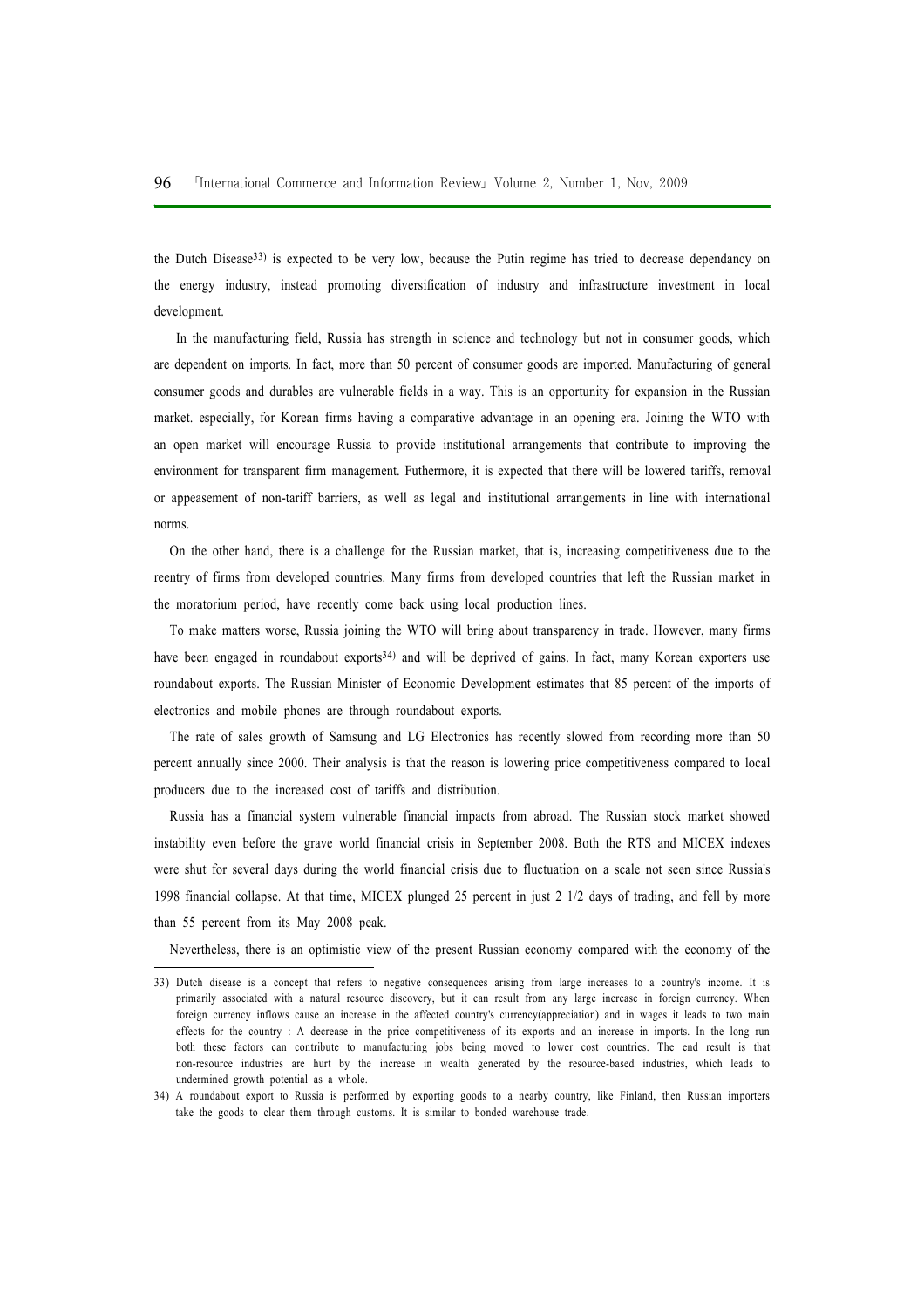the Dutch Disease[33] is expected to be very low, because the Putin regime has tried to decrease dependancy on the energy industry, instead promoting diversification of industry and infrastructure investment in local development.

In the manufacturing field, Russia has strength in science and technology but not in consumer goods, which are dependent on imports. In fact, more than 50 percent of consumer goods are imported. Manufacturing of general consumer goods and durables are vulnerable fields in a way. This is an opportunity for expansion in the Russian market. especially, for Korean firms having a comparative advantage in an opening era. Joining the WTO with an open market will encourage Russia to provide institutional arrangements that contribute to improving the environment for transparent firm management. Futhermore, it is expected that there will be lowered tariffs, removal or appeasement of non-tariff barriers, as well as legal and institutional arrangements in line with international norms.

On the other hand, there is a challenge for the Russian market, that is, increasing competitiveness due to the reentry of firms from developed countries. Many firms from developed countries that left the Russian market in the moratorium period, have recently come back using local production lines.

To make matters worse, Russia joining the WTO will bring about transparency in trade. However, many firms have been engaged in roundabout exports[34] and will be deprived of gains. In fact, many Korean exporters use roundabout exports. The Russian Minister of Economic Development estimates that 85 percent of the imports of electronics and mobile phones are through roundabout exports.

The rate of sales growth of Samsung and LG Electronics has recently slowed from recording more than 50 percent annually since 2000. Their analysis is that the reason is lowering price competitiveness compared to local producers due to the increased cost of tariffs and distribution.

Russia has a financial system vulnerable financial impacts from abroad. The Russian stock market showed instability even before the grave world financial crisis in September 2008. Both the RTS and MICEX indexes were shut for several days during the world financial crisis due to fluctuation on a scale not seen since Russia's 1998 financial collapse. At that time, MICEX plunged 25 percent in just 2 1/2 days of trading, and fell by more than 55 percent from its May 2008 peak.

Nevertheless, there is an optimistic view of the present Russian economy compared with the economy of the

---

33) Dutch disease is a concept that refers to negative consequences arising from large increases to a country's income. It is primarily associated with a natural resource discovery, but it can result from any large increase in foreign currency. When foreign currency inflows cause an increase in the affected country's currency(appreciation) and in wages it leads to two main effects for the country : A decrease in the price competitiveness of its exports and an increase in imports. In the long run both these factors can contribute to manufacturing jobs being moved to lower cost countries. The end result is that non-resource industries are hurt by the increase in wealth generated by the resource-based industries, which leads to undermined growth potential as a whole.

34) A roundabout export to Russia is performed by exporting goods to a nearby country, like Finland, then Russian importers take the goods to clear them through customs. It is similar to bonded warehouse trade.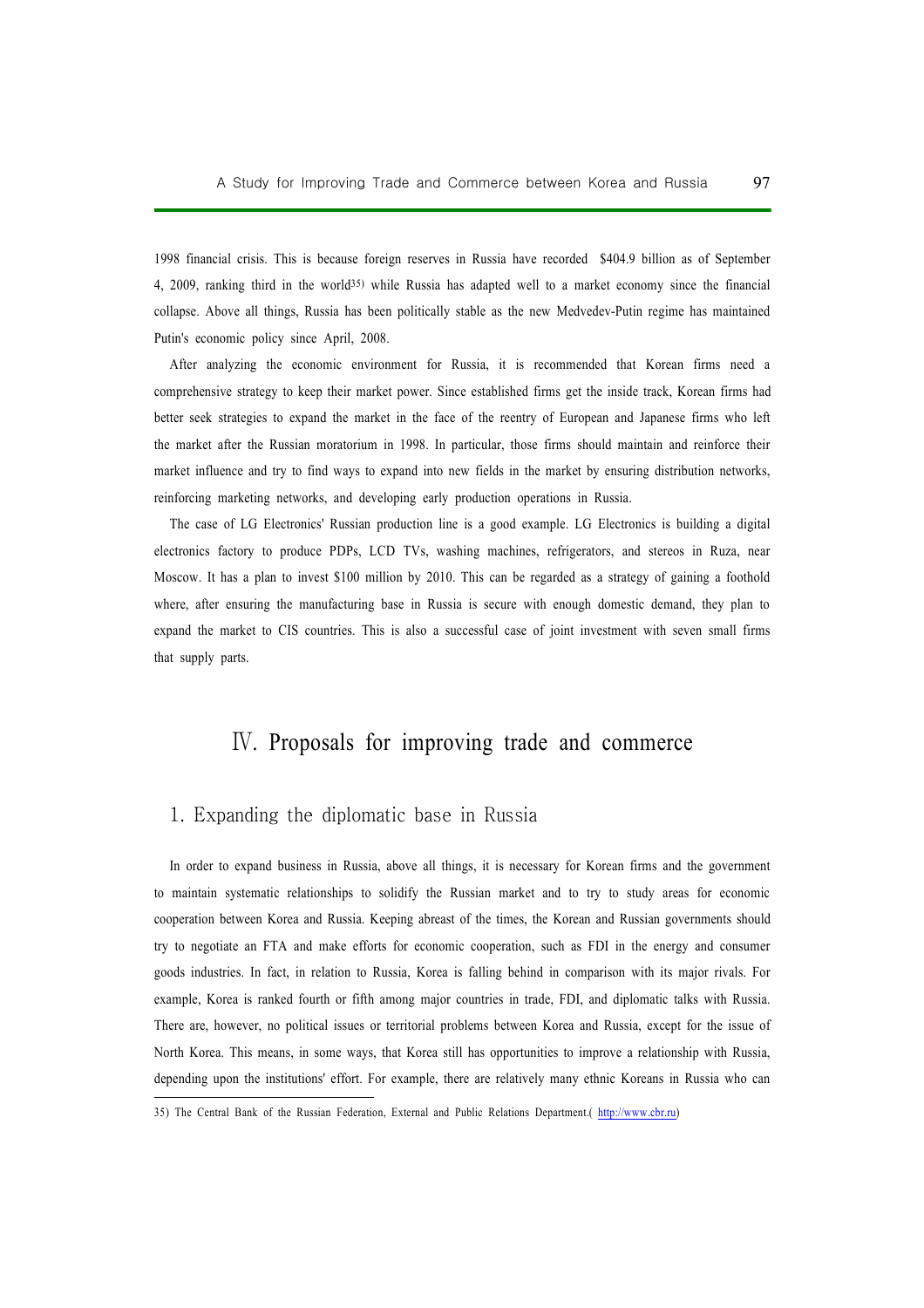1998 financial crisis. This is because foreign reserves in Russia have recorded $404.9 billion as of September 4, 2009, ranking third in the world[35] while Russia has adapted well to a market economy since the financial collapse. Above all things, Russia has been politically stable as the new Medvedev-Putin regime has maintained Putin's economic policy since April, 2008.

After analyzing the economic environment for Russia, it is recommended that Korean firms need a comprehensive strategy to keep their market power. Since established firms get the inside track, Korean firms had better seek strategies to expand the market in the face of the reentry of European and Japanese firms who left the market after the Russian moratorium in 1998. In particular, those firms should maintain and reinforce their market influence and try to find ways to expand into new fields in the market by ensuring distribution networks, reinforcing marketing networks, and developing early production operations in Russia.

The case of LG Electronics' Russian production line is a good example. LG Electronics is building a digital electronics factory to produce PDPs, LCD TVs, washing machines, refrigerators, and stereos in Ruza, near Moscow. It has a plan to invest $100 million by 2010. This can be regarded as a strategy of gaining a foothold where, after ensuring the manufacturing base in Russia is secure with enough domestic demand, they plan to expand the market to CIS countries. This is also a successful case of joint investment with seven small firms that supply parts.

# Ⅳ. Proposals for improving trade and commerce

## 1. Expanding the diplomatic base in Russia

In order to expand business in Russia, above all things, it is necessary for Korean firms and the government to maintain systematic relationships to solidify the Russian market and to try to study areas for economic cooperation between Korea and Russia. Keeping abreast of the times, the Korean and Russian governments should try to negotiate an FTA and make efforts for economic cooperation, such as FDI in the energy and consumer goods industries. In fact, in relation to Russia, Korea is falling behind in comparison with its major rivals. For example, Korea is ranked fourth or fifth among major countries in trade, FDI, and diplomatic talks with Russia. There are, however, no political issues or territorial problems between Korea and Russia, except for the issue of North Korea. This means, in some ways, that Korea still has opportunities to improve a relationship with Russia, depending upon the institutions' effort. For example, there are relatively many ethnic Koreans in Russia who can

---

35) The Central Bank of the Russian Federation, External and Public Relations Department.( http://www.cbr.ru)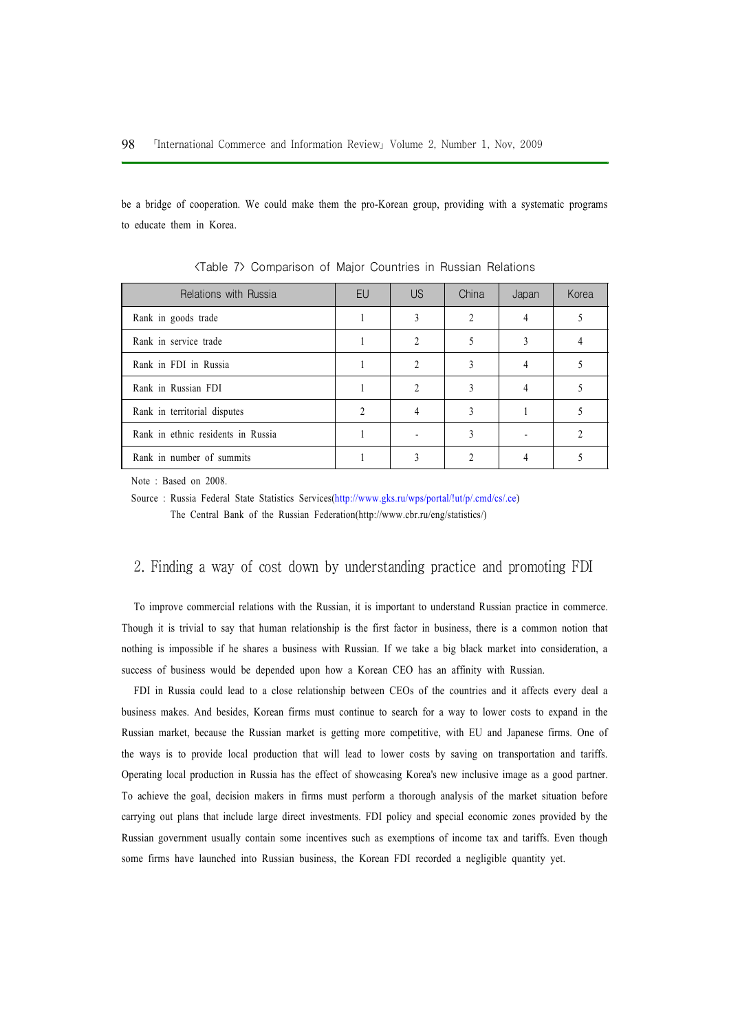be a bridge of cooperation. We could make them the pro-Korean group, providing with a systematic programs to educate them in Korea.

<Table 7> Comparison of Major Countries in Russian Relations

| Relations with Russia | EU | US | China | Japan | Korea |
|---|---|---|---|---|---|
| Rank in goods trade | 1 | 3 | 2 | 4 | 5 |
| Rank in service trade | 1 | 2 | 5 | 3 | 4 |
| Rank in FDI in Russia | 1 | 2 | 3 | 4 | 5 |
| Rank in Russian FDI | 1 | 2 | 3 | 4 | 5 |
| Rank in territorial disputes | 2 | 4 | 3 | 1 | 5 |
| Rank in ethnic residents in Russia | 1 | - | 3 | - | 2 |
| Rank in number of summits | 1 | 3 | 2 | 4 | 5 |

Note : Based on 2008.

Source : Russia Federal State Statistics Services(http://www.gks.ru/wps/portal/!ut/p/.cmd/cs/.ce)
The Central Bank of the Russian Federation(http://www.cbr.ru/eng/statistics/)

## 2. Finding a way of cost down by understanding practice and promoting FDI

To improve commercial relations with the Russian, it is important to understand Russian practice in commerce. Though it is trivial to say that human relationship is the first factor in business, there is a common notion that nothing is impossible if he shares a business with Russian. If we take a big black market into consideration, a success of business would be depended upon how a Korean CEO has an affinity with Russian.

FDI in Russia could lead to a close relationship between CEOs of the countries and it affects every deal a business makes. And besides, Korean firms must continue to search for a way to lower costs to expand in the Russian market, because the Russian market is getting more competitive, with EU and Japanese firms. One of the ways is to provide local production that will lead to lower costs by saving on transportation and tariffs. Operating local production in Russia has the effect of showcasing Korea's new inclusive image as a good partner. To achieve the goal, decision makers in firms must perform a thorough analysis of the market situation before carrying out plans that include large direct investments. FDI policy and special economic zones provided by the Russian government usually contain some incentives such as exemptions of income tax and tariffs. Even though some firms have launched into Russian business, the Korean FDI recorded a negligible quantity yet.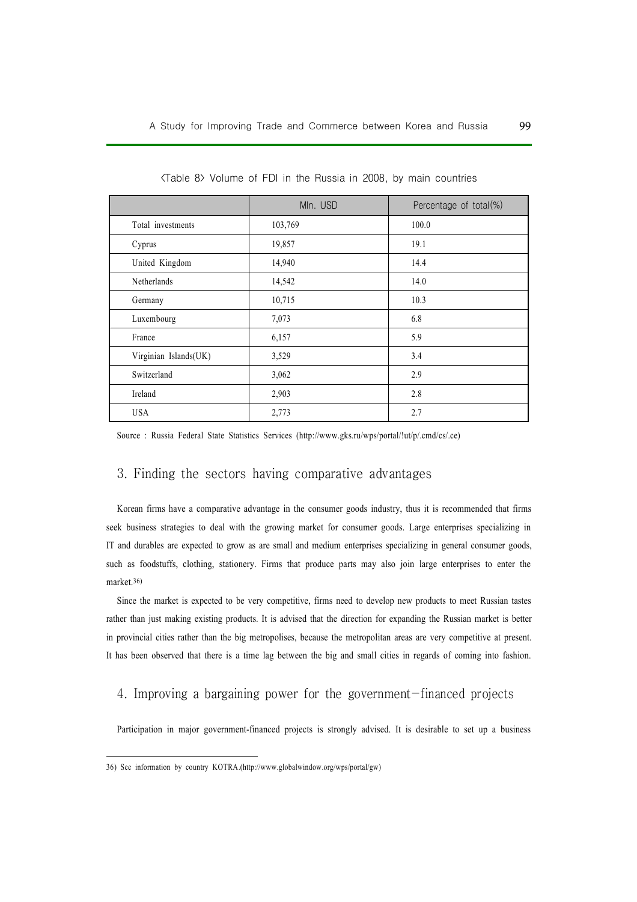〈Table 8〉 Volume of FDI in the Russia in 2008, by main countries

| | Mln. USD | Percentage of total(%) |
|---|---|---|
| Total investments | 103,769 | 100.0 |
| Cyprus | 19,857 | 19.1 |
| United Kingdom | 14,940 | 14.4 |
| Netherlands | 14,542 | 14.0 |
| Germany | 10,715 | 10.3 |
| Luxembourg | 7,073 | 6.8 |
| France | 6,157 | 5.9 |
| Virginian Islands(UK) | 3,529 | 3.4 |
| Switzerland | 3,062 | 2.9 |
| Ireland | 2,903 | 2.8 |
| USA | 2,773 | 2.7 |

Source : Russia Federal State Statistics Services (http://www.gks.ru/wps/portal/!ut/p/.cmd/cs/.ce)

## 3. Finding the sectors having comparative advantages

Korean firms have a comparative advantage in the consumer goods industry, thus it is recommended that firms seek business strategies to deal with the growing market for consumer goods. Large enterprises specializing in IT and durables are expected to grow as are small and medium enterprises specializing in general consumer goods, such as foodstuffs, clothing, stationery. Firms that produce parts may also join large enterprises to enter the market.[36)]

Since the market is expected to be very competitive, firms need to develop new products to meet Russian tastes rather than just making existing products. It is advised that the direction for expanding the Russian market is better in provincial cities rather than the big metropolises, because the metropolitan areas are very competitive at present. It has been observed that there is a time lag between the big and small cities in regards of coming into fashion.

## 4. Improving a bargaining power for the government−financed projects

Participation in major government-financed projects is strongly advised. It is desirable to set up a business

36) See information by country KOTRA.(http://www.globalwindow.org/wps/portal/gw)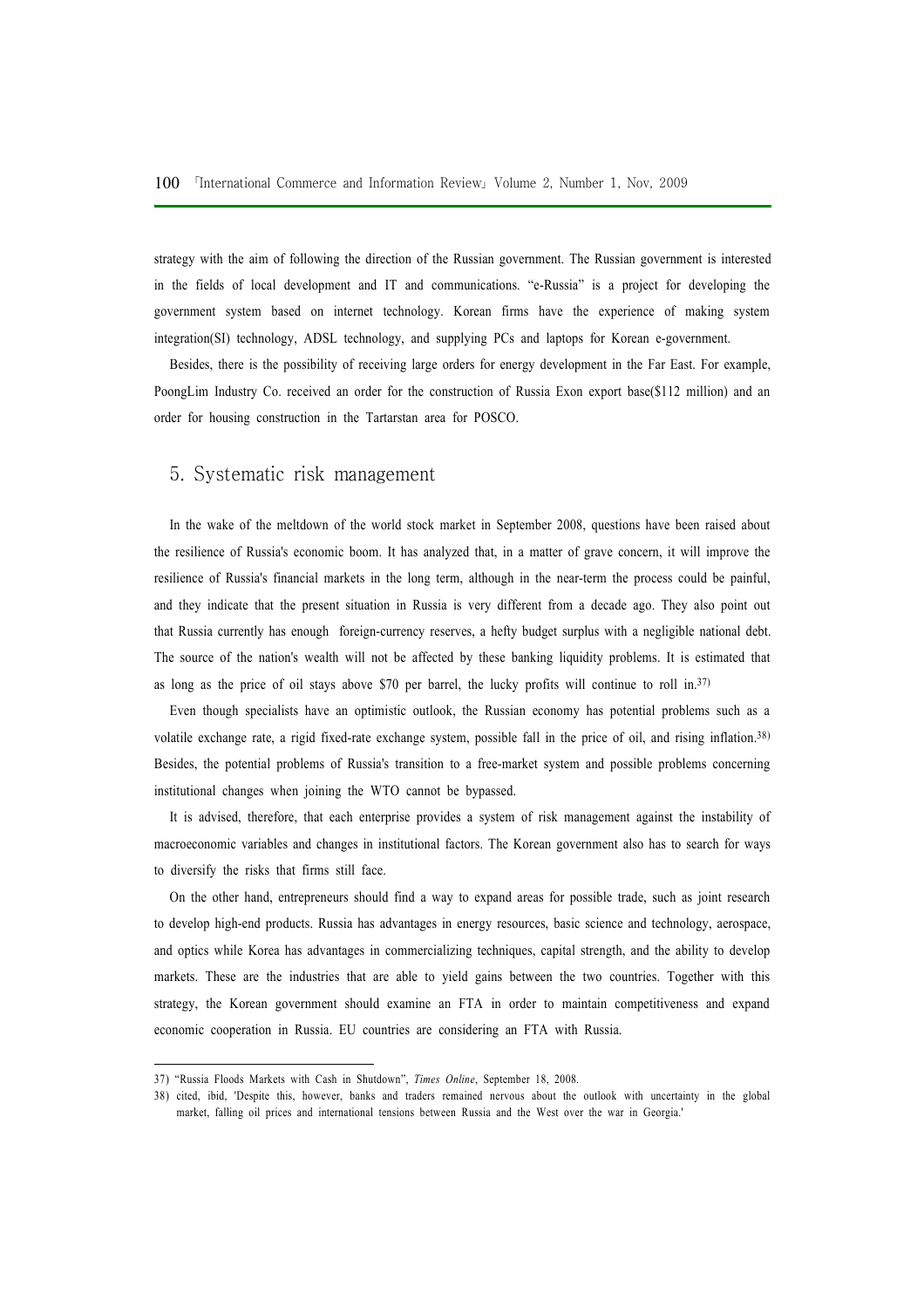strategy with the aim of following the direction of the Russian government. The Russian government is interested in the fields of local development and IT and communications. "e-Russia" is a project for developing the government system based on internet technology. Korean firms have the experience of making system integration(SI) technology, ADSL technology, and supplying PCs and laptops for Korean e-government.

Besides, there is the possibility of receiving large orders for energy development in the Far East. For example, PoongLim Industry Co. received an order for the construction of Russia Exon export base($112 million) and an order for housing construction in the Tartarstan area for POSCO.

## 5. Systematic risk management

In the wake of the meltdown of the world stock market in September 2008, questions have been raised about the resilience of Russia's economic boom. It has analyzed that, in a matter of grave concern, it will improve the resilience of Russia's financial markets in the long term, although in the near-term the process could be painful, and they indicate that the present situation in Russia is very different from a decade ago. They also point out that Russia currently has enough foreign-currency reserves, a hefty budget surplus with a negligible national debt. The source of the nation's wealth will not be affected by these banking liquidity problems. It is estimated that as long as the price of oil stays above $70 per barrel, the lucky profits will continue to roll in.[37)]

Even though specialists have an optimistic outlook, the Russian economy has potential problems such as a volatile exchange rate, a rigid fixed-rate exchange system, possible fall in the price of oil, and rising inflation.[38)] Besides, the potential problems of Russia's transition to a free-market system and possible problems concerning institutional changes when joining the WTO cannot be bypassed.

It is advised, therefore, that each enterprise provides a system of risk management against the instability of macroeconomic variables and changes in institutional factors. The Korean government also has to search for ways to diversify the risks that firms still face.

On the other hand, entrepreneurs should find a way to expand areas for possible trade, such as joint research to develop high-end products. Russia has advantages in energy resources, basic science and technology, aerospace, and optics while Korea has advantages in commercializing techniques, capital strength, and the ability to develop markets. These are the industries that are able to yield gains between the two countries. Together with this strategy, the Korean government should examine an FTA in order to maintain competitiveness and expand economic cooperation in Russia. EU countries are considering an FTA with Russia.

---

37) "Russia Floods Markets with Cash in Shutdown", *Times Online*, September 18, 2008.

38) cited, ibid, 'Despite this, however, banks and traders remained nervous about the outlook with uncertainty in the global market, falling oil prices and international tensions between Russia and the West over the war in Georgia.'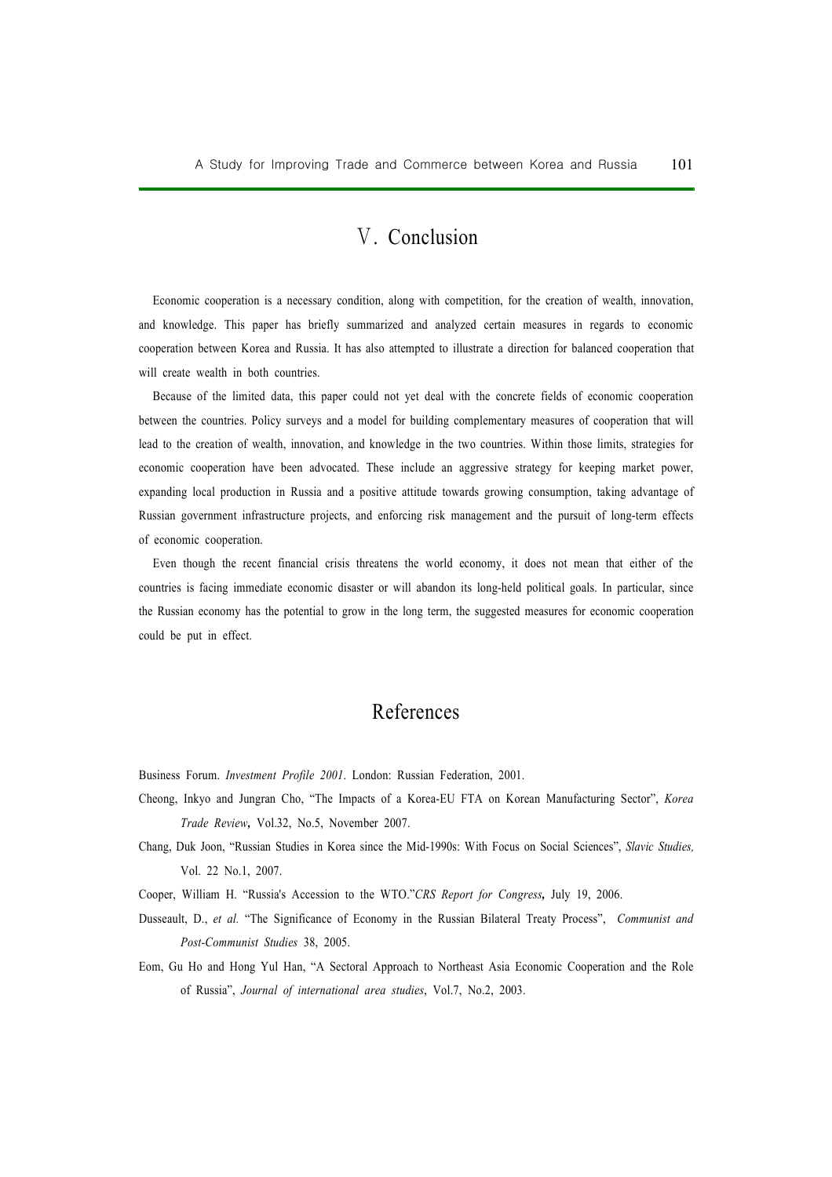# Ⅴ. Conclusion

Economic cooperation is a necessary condition, along with competition, for the creation of wealth, innovation, and knowledge. This paper has briefly summarized and analyzed certain measures in regards to economic cooperation between Korea and Russia. It has also attempted to illustrate a direction for balanced cooperation that will create wealth in both countries.

Because of the limited data, this paper could not yet deal with the concrete fields of economic cooperation between the countries. Policy surveys and a model for building complementary measures of cooperation that will lead to the creation of wealth, innovation, and knowledge in the two countries. Within those limits, strategies for economic cooperation have been advocated. These include an aggressive strategy for keeping market power, expanding local production in Russia and a positive attitude towards growing consumption, taking advantage of Russian government infrastructure projects, and enforcing risk management and the pursuit of long-term effects of economic cooperation.

Even though the recent financial crisis threatens the world economy, it does not mean that either of the countries is facing immediate economic disaster or will abandon its long-held political goals. In particular, since the Russian economy has the potential to grow in the long term, the suggested measures for economic cooperation could be put in effect.

# References

Business Forum. *Investment Profile 2001*. London: Russian Federation, 2001.

Cheong, Inkyo and Jungran Cho, "The Impacts of a Korea-EU FTA on Korean Manufacturing Sector", *Korea Trade Review***,** Vol.32, No.5, November 2007.

Chang, Duk Joon, "Russian Studies in Korea since the Mid-1990s: With Focus on Social Sciences", *Slavic Studies,* Vol. 22 No.1, 2007.

Cooper, William H. "Russia's Accession to the WTO."*CRS Report for Congress***,** July 19, 2006.

Dusseault, D., *et al.* "The Significance of Economy in the Russian Bilateral Treaty Process", *Communist and Post-Communist Studies* 38, 2005.

Eom, Gu Ho and Hong Yul Han, "A Sectoral Approach to Northeast Asia Economic Cooperation and the Role of Russia", *Journal of international area studies*, Vol.7, No.2, 2003.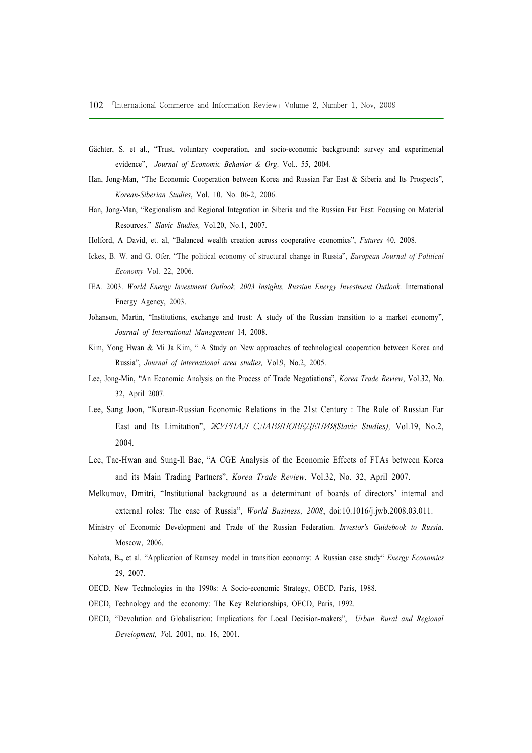Gächter, S. et al., "Trust, voluntary cooperation, and socio-economic background: survey and experimental evidence", *Journal of Economic Behavior & Org*. Vol.. 55, 2004.

Han, Jong-Man, "The Economic Cooperation between Korea and Russian Far East & Siberia and Its Prospects", *Korean-Siberian Studies*, Vol. 10. No. 06-2, 2006.

Han, Jong-Man, "Regionalism and Regional Integration in Siberia and the Russian Far East: Focusing on Material Resources." *Slavic Studies,* Vol.20, No.1, 2007.

Holford, A David, et. al, "Balanced wealth creation across cooperative economics", *Futures* 40, 2008.

Ickes, B. W. and G. Ofer, "The political economy of structural change in Russia", *European Journal of Political Economy* Vol. 22, 2006.

IEA. 2003. *World Energy Investment Outlook, 2003 Insights, Russian Energy Investment Outlook*. International Energy Agency, 2003.

Johanson, Martin, "Institutions, exchange and trust: A study of the Russian transition to a market economy", *Journal of International Management* 14, 2008.

Kim, Yong Hwan & Mi Ja Kim, " A Study on New approaches of technological cooperation between Korea and Russia", *Journal of international area studies,* Vol.9, No.2, 2005.

Lee, Jong-Min, "An Economic Analysis on the Process of Trade Negotiations", *Korea Trade Review*, Vol.32, No. 32, April 2007.

Lee, Sang Joon, "Korean-Russian Economic Relations in the 21st Century : The Role of Russian Far East and Its Limitation", *ЖУРНАЛ СЛАВЯНОВЕДЕНИЯ(Slavic Studies),* Vol.19, No.2, 2004.

Lee, Tae-Hwan and Sung-Il Bae, "A CGE Analysis of the Economic Effects of FTAs between Korea and its Main Trading Partners", *Korea Trade Review*, Vol.32, No. 32, April 2007.

Melkumov, Dmitri, "Institutional background as a determinant of boards of directors' internal and external roles: The case of Russia", *World Business, 2008*, doi:10.1016/j.jwb.2008.03.011.

Ministry of Economic Development and Trade of the Russian Federation. *Investor's Guidebook to Russia*. Moscow, 2006.

Nahata, B**.,** et al. "Application of Ramsey model in transition economy: A Russian case study" *Energy Economics* 29, 2007.

OECD, New Technologies in the 1990s: A Socio-economic Strategy, OECD, Paris, 1988.

OECD, Technology and the economy: The Key Relationships, OECD, Paris, 1992.

OECD, "Devolution and Globalisation: Implications for Local Decision-makers", *Urban, Rural and Regional Development, V*ol. 2001, no. 16, 2001.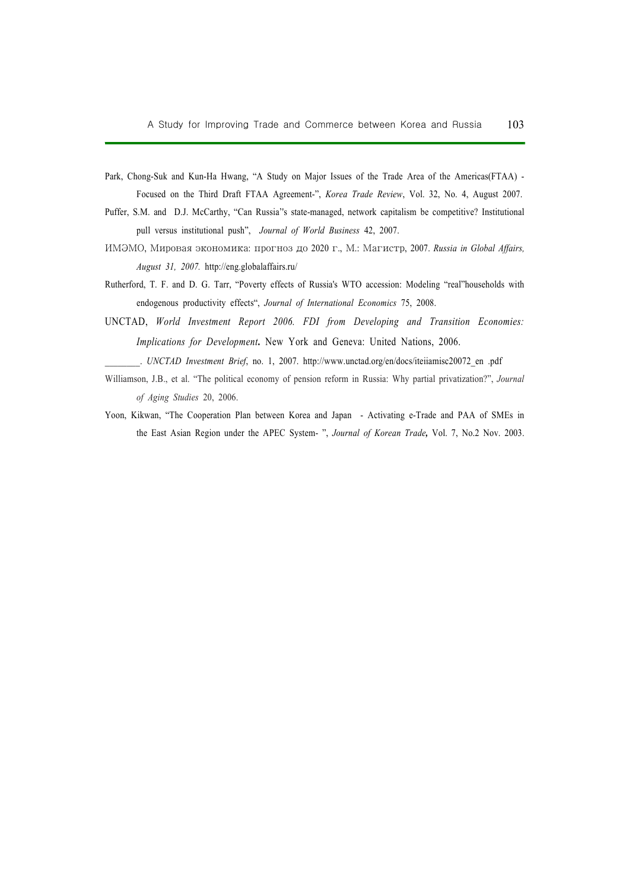Park, Chong-Suk and Kun-Ha Hwang, "A Study on Major Issues of the Trade Area of the Americas(FTAA) - Focused on the Third Draft FTAA Agreement-", *Korea Trade Review*, Vol. 32, No. 4, August 2007.

Puffer, S.M. and D.J. McCarthy, "Can Russia"s state-managed, network capitalism be competitive? Institutional pull versus institutional push", *Journal of World Business* 42, 2007.

ИМЭМО, Мировая экономика: прогноз до 2020 г., М.: Магистр, 2007. *Russia in Global Affairs, August 31, 2007.* http://eng.globalaffairs.ru/

Rutherford, T. F. and D. G. Tarr, "Poverty effects of Russia's WTO accession: Modeling "real"households with endogenous productivity effects", *Journal of International Economics* 75, 2008.

UNCTAD, *World Investment Report 2006. FDI from Developing and Transition Economies: Implications for Development***.** New York and Geneva: United Nations, 2006.

________. *UNCTAD Investment Brief*, no. 1, 2007. http://www.unctad.org/en/docs/iteiiamisc20072_en .pdf

Williamson, J.B., et al. "The political economy of pension reform in Russia: Why partial privatization?", *Journal of Aging Studies* 20, 2006.

Yoon, Kikwan, "The Cooperation Plan between Korea and Japan - Activating e-Trade and PAA of SMEs in the East Asian Region under the APEC System- ", *Journal of Korean Trade***,** Vol. 7, No.2 Nov. 2003.